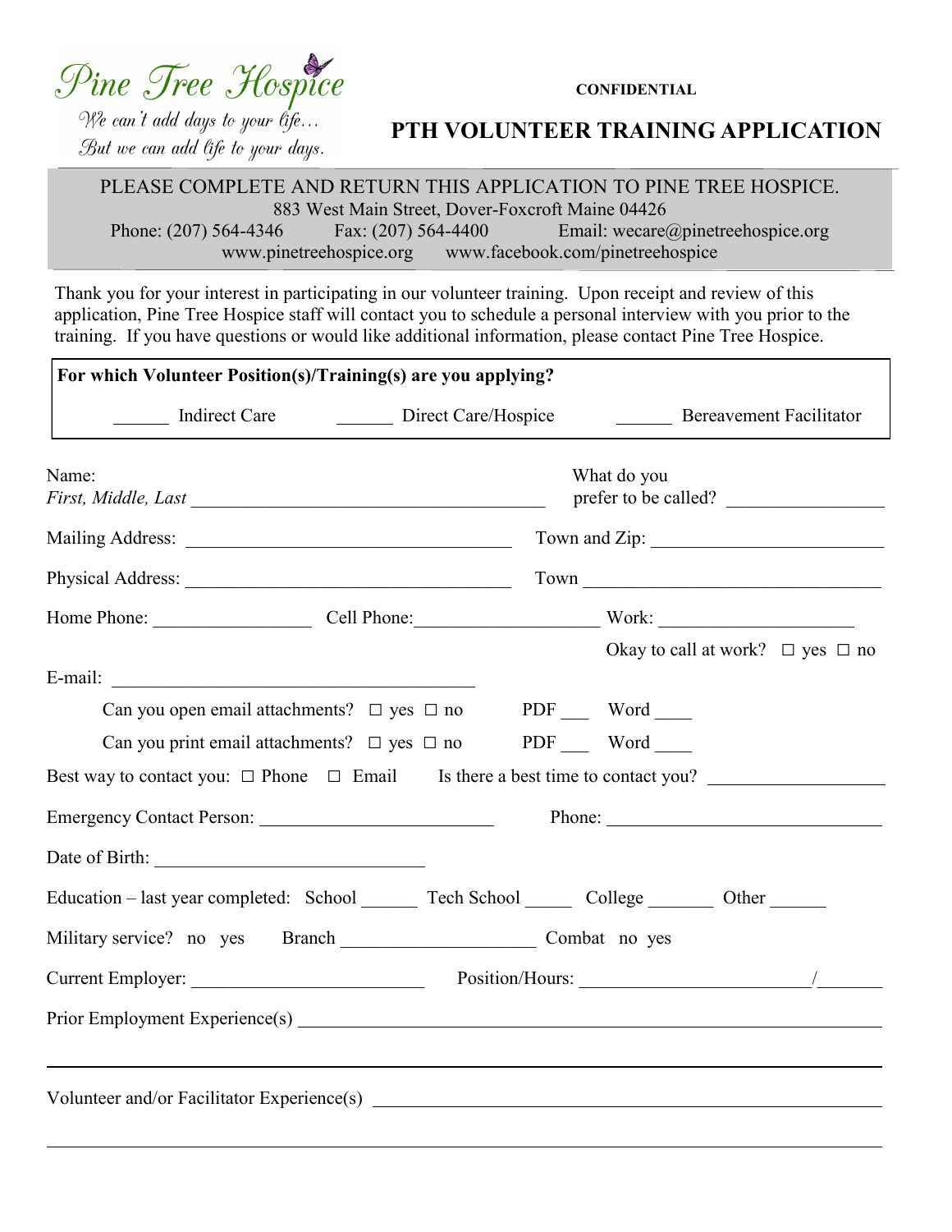Pine Tree Hospice

*We can't add days to your life…*
*But we can add life to your days.*

**CONFIDENTIAL**

# PTH VOLUNTEER TRAINING APPLICATION

PLEASE COMPLETE AND RETURN THIS APPLICATION TO PINE TREE HOSPICE.
883 West Main Street, Dover-Foxcroft Maine 04426
Phone: (207) 564-4346 Fax: (207) 564-4400 Email: wecare@pinetreehospice.org
www.pinetreehospice.org www.facebook.com/pinetreehospice

Thank you for your interest in participating in our volunteer training. Upon receipt and review of this application, Pine Tree Hospice staff will contact you to schedule a personal interview with you prior to the training. If you have questions or would like additional information, please contact Pine Tree Hospice.

**For which Volunteer Position(s)/Training(s) are you applying?**

______ Indirect Care ______ Direct Care/Hospice ______ Bereavement Facilitator

Name:
*First, Middle, Last* ________________________________________ What do you prefer to be called? _________________

Mailing Address: ___________________________________ Town and Zip: ________________________

Physical Address: ___________________________________ Town ________________________________

Home Phone: ________________ Cell Phone: __________________ Work: ____________________

Okay to call at work? ☐ yes ☐ no

E-mail: ________________________________________

Can you open email attachments? ☐ yes ☐ no PDF ___ Word ____

Can you print email attachments? ☐ yes ☐ no PDF ___ Word ____

Best way to contact you: ☐ Phone ☐ Email Is there a best time to contact you? __________________

Emergency Contact Person: ________________________ Phone: ______________________________

Date of Birth: ____________________________

Education – last year completed: School ______ Tech School _____ College _______ Other ______

Military service? no yes Branch _____________________ Combat no yes

Current Employer: ________________________ Position/Hours: _______________________/_______

Prior Employment Experience(s) ______________________________________________________________

______________________________________________________________________________________

Volunteer and/or Facilitator Experience(s) ____________________________________________________

______________________________________________________________________________________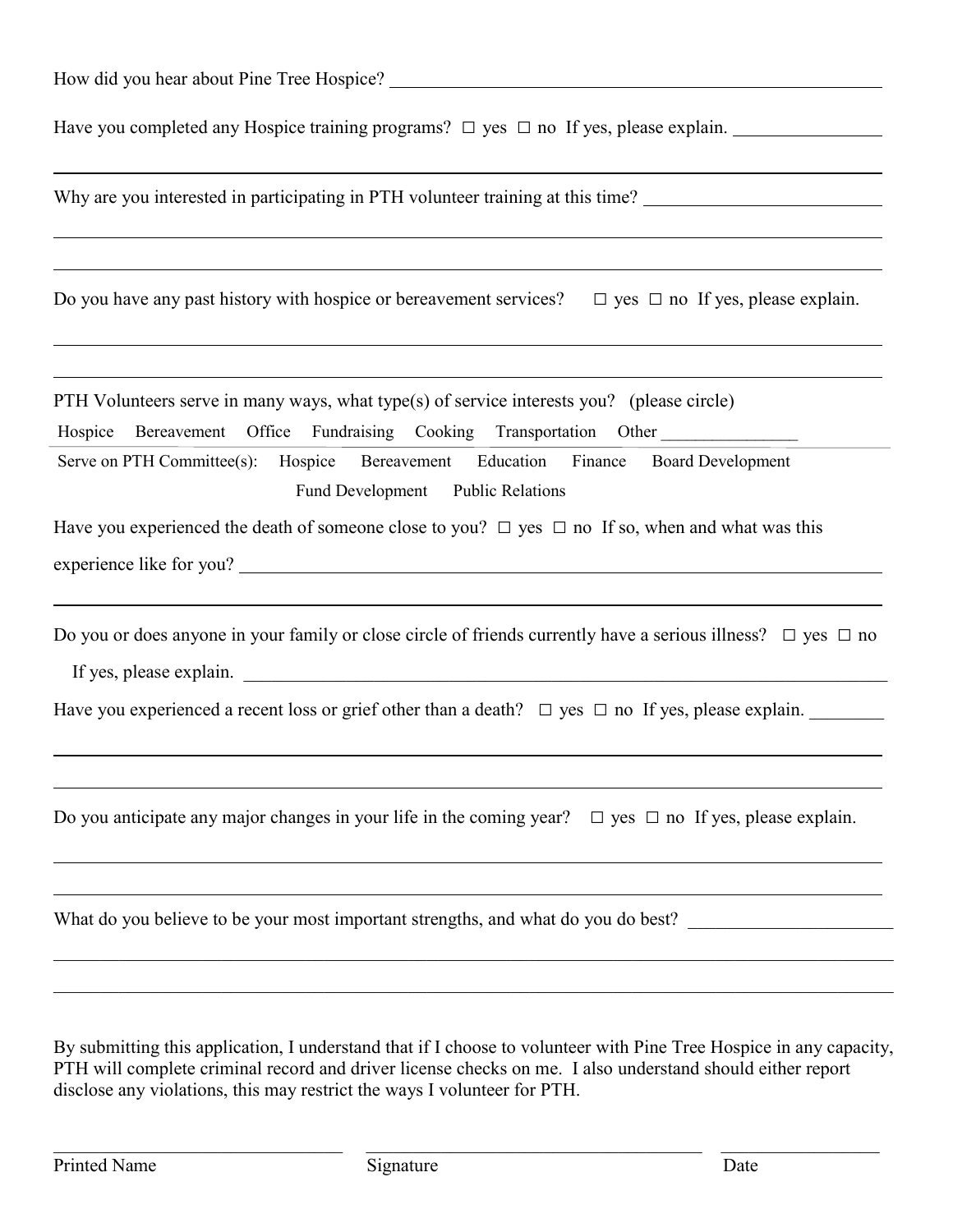How did you hear about Pine Tree Hospice? \_\_\_\_\_\_\_\_\_\_\_\_\_\_\_\_\_\_\_\_\_\_\_\_\_\_\_\_\_\_\_\_\_\_\_\_\_\_\_\_\_\_\_\_\_\_\_\_

Have you completed any Hospice training programs? ☐ yes ☐ no If yes, please explain. \_\_\_\_\_\_\_\_\_\_\_\_\_\_\_\_

\_\_\_\_\_\_\_\_\_\_\_\_\_\_\_\_\_\_\_\_\_\_\_\_\_\_\_\_\_\_\_\_\_\_\_\_\_\_\_\_\_\_\_\_\_\_\_\_\_\_\_\_\_\_\_\_\_\_\_\_\_\_\_\_\_\_\_\_\_\_\_\_\_\_\_\_\_\_

Why are you interested in participating in PTH volunteer training at this time? \_\_\_\_\_\_\_\_\_\_\_\_\_\_\_\_\_\_\_\_\_\_\_\_\_\_

\_\_\_\_\_\_\_\_\_\_\_\_\_\_\_\_\_\_\_\_\_\_\_\_\_\_\_\_\_\_\_\_\_\_\_\_\_\_\_\_\_\_\_\_\_\_\_\_\_\_\_\_\_\_\_\_\_\_\_\_\_\_\_\_\_\_\_\_\_\_\_\_\_\_\_\_\_\_

\_\_\_\_\_\_\_\_\_\_\_\_\_\_\_\_\_\_\_\_\_\_\_\_\_\_\_\_\_\_\_\_\_\_\_\_\_\_\_\_\_\_\_\_\_\_\_\_\_\_\_\_\_\_\_\_\_\_\_\_\_\_\_\_\_\_\_\_\_\_\_\_\_\_\_\_\_\_

Do you have any past history with hospice or bereavement services? ☐ yes ☐ no If yes, please explain.

\_\_\_\_\_\_\_\_\_\_\_\_\_\_\_\_\_\_\_\_\_\_\_\_\_\_\_\_\_\_\_\_\_\_\_\_\_\_\_\_\_\_\_\_\_\_\_\_\_\_\_\_\_\_\_\_\_\_\_\_\_\_\_\_\_\_\_\_\_\_\_\_\_\_\_\_\_\_

\_\_\_\_\_\_\_\_\_\_\_\_\_\_\_\_\_\_\_\_\_\_\_\_\_\_\_\_\_\_\_\_\_\_\_\_\_\_\_\_\_\_\_\_\_\_\_\_\_\_\_\_\_\_\_\_\_\_\_\_\_\_\_\_\_\_\_\_\_\_\_\_\_\_\_\_\_\_

PTH Volunteers serve in many ways, what type(s) of service interests you? (please circle)

Hospice Bereavement Office Fundraising Cooking Transportation Other \_\_\_\_\_\_\_\_\_\_\_\_\_\_\_\_

Serve on PTH Committee(s): Hospice Bereavement Education Finance Board Development Fund Development Public Relations

Have you experienced the death of someone close to you? ☐ yes ☐ no If so, when and what was this experience like for you? \_\_\_\_\_\_\_\_\_\_\_\_\_\_\_\_\_\_\_\_\_\_\_\_\_\_\_\_\_\_\_\_\_\_\_\_\_\_\_\_\_\_\_\_\_\_\_\_\_\_\_\_\_\_\_\_\_\_\_\_\_\_\_\_

\_\_\_\_\_\_\_\_\_\_\_\_\_\_\_\_\_\_\_\_\_\_\_\_\_\_\_\_\_\_\_\_\_\_\_\_\_\_\_\_\_\_\_\_\_\_\_\_\_\_\_\_\_\_\_\_\_\_\_\_\_\_\_\_\_\_\_\_\_\_\_\_\_\_\_\_\_\_

Do you or does anyone in your family or close circle of friends currently have a serious illness? ☐ yes ☐ no

If yes, please explain. \_\_\_\_\_\_\_\_\_\_\_\_\_\_\_\_\_\_\_\_\_\_\_\_\_\_\_\_\_\_\_\_\_\_\_\_\_\_\_\_\_\_\_\_\_\_\_\_\_\_\_\_\_\_\_\_\_\_\_\_\_\_\_\_\_\_\_\_\_

Have you experienced a recent loss or grief other than a death? ☐ yes ☐ no If yes, please explain. \_\_\_\_\_\_\_\_

\_\_\_\_\_\_\_\_\_\_\_\_\_\_\_\_\_\_\_\_\_\_\_\_\_\_\_\_\_\_\_\_\_\_\_\_\_\_\_\_\_\_\_\_\_\_\_\_\_\_\_\_\_\_\_\_\_\_\_\_\_\_\_\_\_\_\_\_\_\_\_\_\_\_\_\_\_\_

\_\_\_\_\_\_\_\_\_\_\_\_\_\_\_\_\_\_\_\_\_\_\_\_\_\_\_\_\_\_\_\_\_\_\_\_\_\_\_\_\_\_\_\_\_\_\_\_\_\_\_\_\_\_\_\_\_\_\_\_\_\_\_\_\_\_\_\_\_\_\_\_\_\_\_\_\_\_

Do you anticipate any major changes in your life in the coming year? ☐ yes ☐ no If yes, please explain.

\_\_\_\_\_\_\_\_\_\_\_\_\_\_\_\_\_\_\_\_\_\_\_\_\_\_\_\_\_\_\_\_\_\_\_\_\_\_\_\_\_\_\_\_\_\_\_\_\_\_\_\_\_\_\_\_\_\_\_\_\_\_\_\_\_\_\_\_\_\_\_\_\_\_\_\_\_\_

\_\_\_\_\_\_\_\_\_\_\_\_\_\_\_\_\_\_\_\_\_\_\_\_\_\_\_\_\_\_\_\_\_\_\_\_\_\_\_\_\_\_\_\_\_\_\_\_\_\_\_\_\_\_\_\_\_\_\_\_\_\_\_\_\_\_\_\_\_\_\_\_\_\_\_\_\_\_

What do you believe to be your most important strengths, and what do you do best? \_\_\_\_\_\_\_\_\_\_\_\_\_\_\_\_\_\_\_\_\_\_

\_\_\_\_\_\_\_\_\_\_\_\_\_\_\_\_\_\_\_\_\_\_\_\_\_\_\_\_\_\_\_\_\_\_\_\_\_\_\_\_\_\_\_\_\_\_\_\_\_\_\_\_\_\_\_\_\_\_\_\_\_\_\_\_\_\_\_\_\_\_\_\_\_\_\_\_\_\_

\_\_\_\_\_\_\_\_\_\_\_\_\_\_\_\_\_\_\_\_\_\_\_\_\_\_\_\_\_\_\_\_\_\_\_\_\_\_\_\_\_\_\_\_\_\_\_\_\_\_\_\_\_\_\_\_\_\_\_\_\_\_\_\_\_\_\_\_\_\_\_\_\_\_\_\_\_\_

By submitting this application, I understand that if I choose to volunteer with Pine Tree Hospice in any capacity, PTH will complete criminal record and driver license checks on me. I also understand should either report disclose any violations, this may restrict the ways I volunteer for PTH.

\_\_\_\_\_\_\_\_\_\_\_\_\_\_\_\_\_\_\_\_\_\_\_\_\_\_\_\_\_\_ \_\_\_\_\_\_\_\_\_\_\_\_\_\_\_\_\_\_\_\_\_\_\_\_\_\_\_\_\_\_\_\_\_\_\_\_ \_\_\_\_\_\_\_\_\_\_\_\_\_\_\_\_\_

Printed Name Signature Date